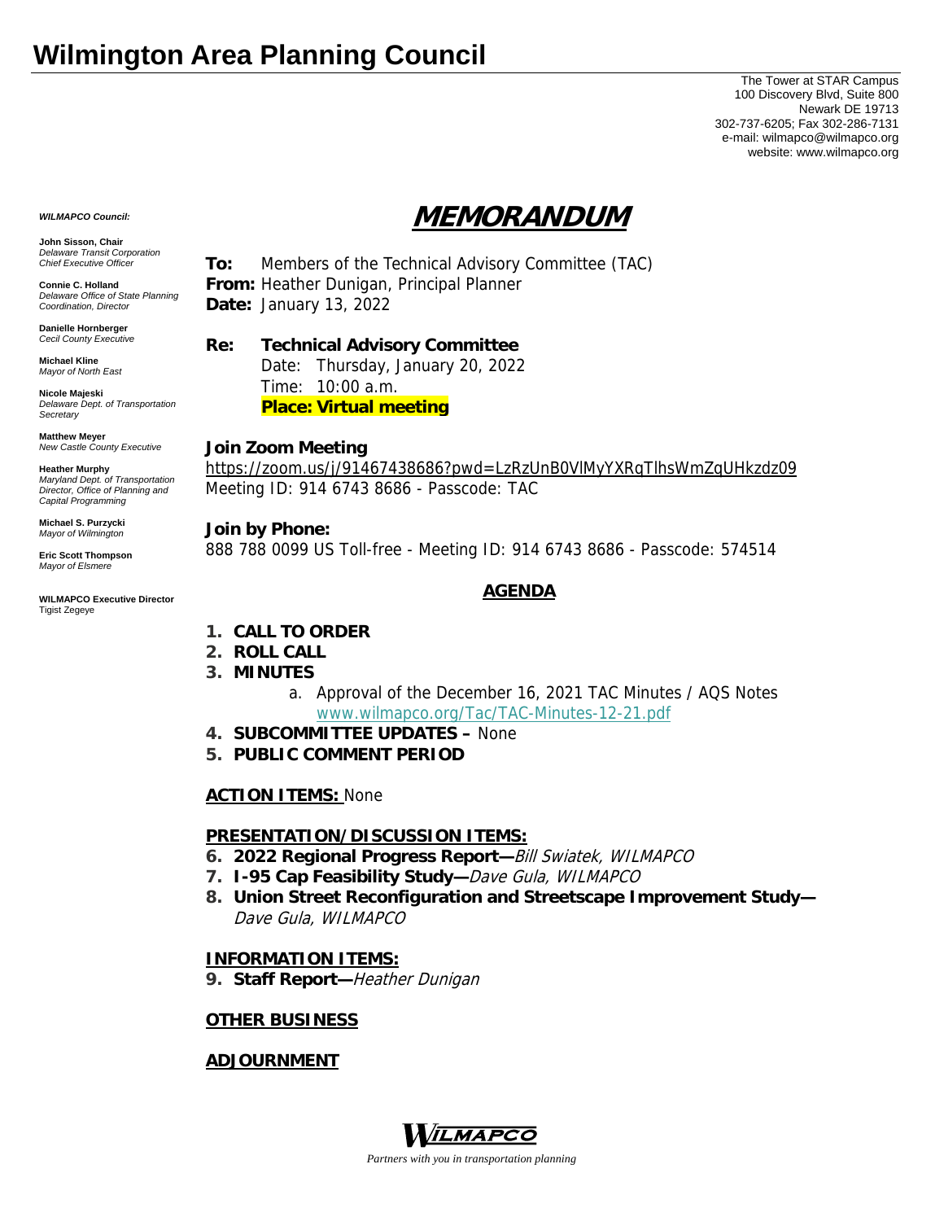# Wilmington Area Planning Council

The Tower at STAR Campus
100 Discovery Blvd, Suite 800
Newark DE 19713
302-737-6205; Fax 302-286-7131
e-mail: wilmapco@wilmapco.org
website: www.wilmapco.org

***WILMAPCO Council:***

**John Sisson, Chair**
*Delaware Transit Corporation Chief Executive Officer*

**Connie C. Holland**
*Delaware Office of State Planning Coordination, Director*

**Danielle Hornberger**
*Cecil County Executive*

**Michael Kline**
*Mayor of North East*

**Nicole Majeski**
*Delaware Dept. of Transportation Secretary*

**Matthew Meyer**
*New Castle County Executive*

**Heather Murphy**
*Maryland Dept. of Transportation Director, Office of Planning and Capital Programming*

**Michael S. Purzycki**
*Mayor of Wilmington*

**Eric Scott Thompson**
*Mayor of Elsmere*

**WILMAPCO Executive Director**
Tigist Zegeye

## MEMORANDUM

**To:** Members of the Technical Advisory Committee (TAC)
**From:** Heather Dunigan, Principal Planner
**Date:** January 13, 2022

**Re: Technical Advisory Committee**
Date: Thursday, January 20, 2022
Time: 10:00 a.m.
**Place: Virtual meeting**

**Join Zoom Meeting**
https://zoom.us/j/91467438686?pwd=LzRzUnB0VlMyYXRqTlhsWmZqUHkzdz09
Meeting ID: 914 6743 8686 - Passcode: TAC

**Join by Phone:**
888 788 0099 US Toll-free - Meeting ID: 914 6743 8686 - Passcode: 574514

### AGENDA

1. **CALL TO ORDER**
2. **ROLL CALL**
3. **MINUTES**
   a. Approval of the December 16, 2021 TAC Minutes / AQS Notes www.wilmapco.org/Tac/TAC-Minutes-12-21.pdf
4. **SUBCOMMITTEE UPDATES –** None
5. **PUBLIC COMMENT PERIOD**

**ACTION ITEMS:** None

**PRESENTATION/DISCUSSION ITEMS:**

6. **2022 Regional Progress Report—***Bill Swiatek, WILMAPCO*
7. **I-95 Cap Feasibility Study—***Dave Gula, WILMAPCO*
8. **Union Street Reconfiguration and Streetscape Improvement Study—** *Dave Gula, WILMAPCO*

**INFORMATION ITEMS:**

9. **Staff Report—***Heather Dunigan*

**OTHER BUSINESS**

**ADJOURNMENT**

WILMAPCO
*Partners with you in transportation planning*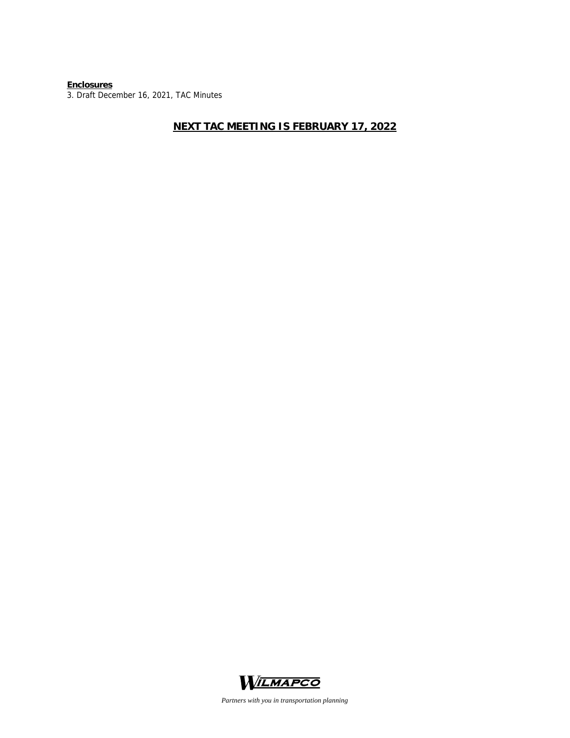**Enclosures**

3. Draft December 16, 2021, TAC Minutes

## NEXT TAC MEETING IS FEBRUARY 17, 2022

WILMAPCO

*Partners with you in transportation planning*